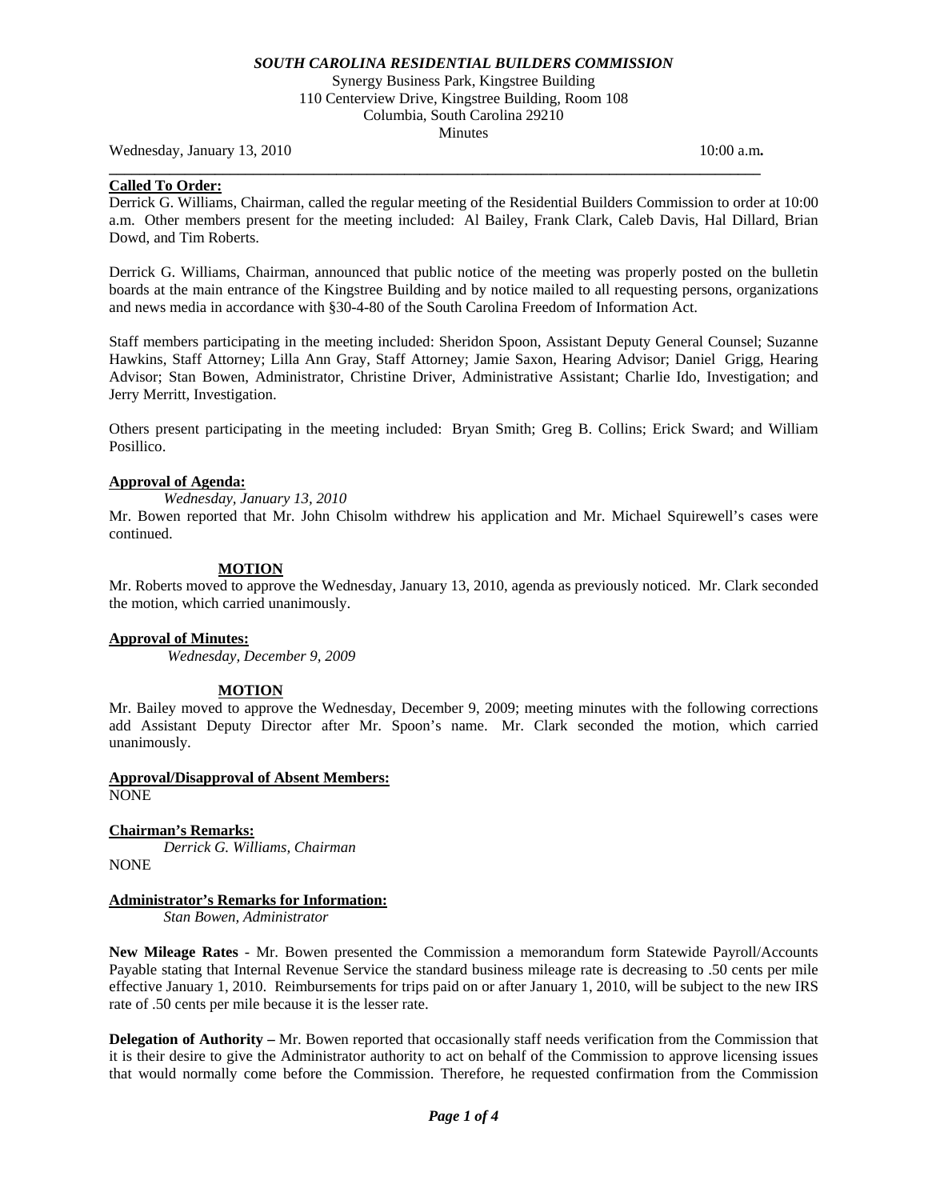***SOUTH CAROLINA RESIDENTIAL BUILDERS COMMISSION***

Synergy Business Park, Kingstree Building
110 Centerview Drive, Kingstree Building, Room 108
Columbia, South Carolina 29210
Minutes

Wednesday, January 13, 2010 10:00 a.m**.**

---

**Called To Order:**

Derrick G. Williams, Chairman, called the regular meeting of the Residential Builders Commission to order at 10:00 a.m. Other members present for the meeting included: Al Bailey, Frank Clark, Caleb Davis, Hal Dillard, Brian Dowd, and Tim Roberts.

Derrick G. Williams, Chairman, announced that public notice of the meeting was properly posted on the bulletin boards at the main entrance of the Kingstree Building and by notice mailed to all requesting persons, organizations and news media in accordance with §30-4-80 of the South Carolina Freedom of Information Act.

Staff members participating in the meeting included: Sheridon Spoon, Assistant Deputy General Counsel; Suzanne Hawkins, Staff Attorney; Lilla Ann Gray, Staff Attorney; Jamie Saxon, Hearing Advisor; Daniel Grigg, Hearing Advisor; Stan Bowen, Administrator, Christine Driver, Administrative Assistant; Charlie Ido, Investigation; and Jerry Merritt, Investigation.

Others present participating in the meeting included: Bryan Smith; Greg B. Collins; Erick Sward; and William Posillico.

**Approval of Agenda:**

*Wednesday, January 13, 2010*

Mr. Bowen reported that Mr. John Chisolm withdrew his application and Mr. Michael Squirewell's cases were continued.

**MOTION**

Mr. Roberts moved to approve the Wednesday, January 13, 2010, agenda as previously noticed. Mr. Clark seconded the motion, which carried unanimously.

**Approval of Minutes:**

*Wednesday, December 9, 2009*

**MOTION**

Mr. Bailey moved to approve the Wednesday, December 9, 2009; meeting minutes with the following corrections add Assistant Deputy Director after Mr. Spoon's name. Mr. Clark seconded the motion, which carried unanimously.

**Approval/Disapproval of Absent Members:**

NONE

**Chairman's Remarks:**

*Derrick G. Williams, Chairman*

NONE

**Administrator's Remarks for Information:**

*Stan Bowen, Administrator*

**New Mileage Rates** - Mr. Bowen presented the Commission a memorandum form Statewide Payroll/Accounts Payable stating that Internal Revenue Service the standard business mileage rate is decreasing to .50 cents per mile effective January 1, 2010. Reimbursements for trips paid on or after January 1, 2010, will be subject to the new IRS rate of .50 cents per mile because it is the lesser rate.

**Delegation of Authority –** Mr. Bowen reported that occasionally staff needs verification from the Commission that it is their desire to give the Administrator authority to act on behalf of the Commission to approve licensing issues that would normally come before the Commission. Therefore, he requested confirmation from the Commission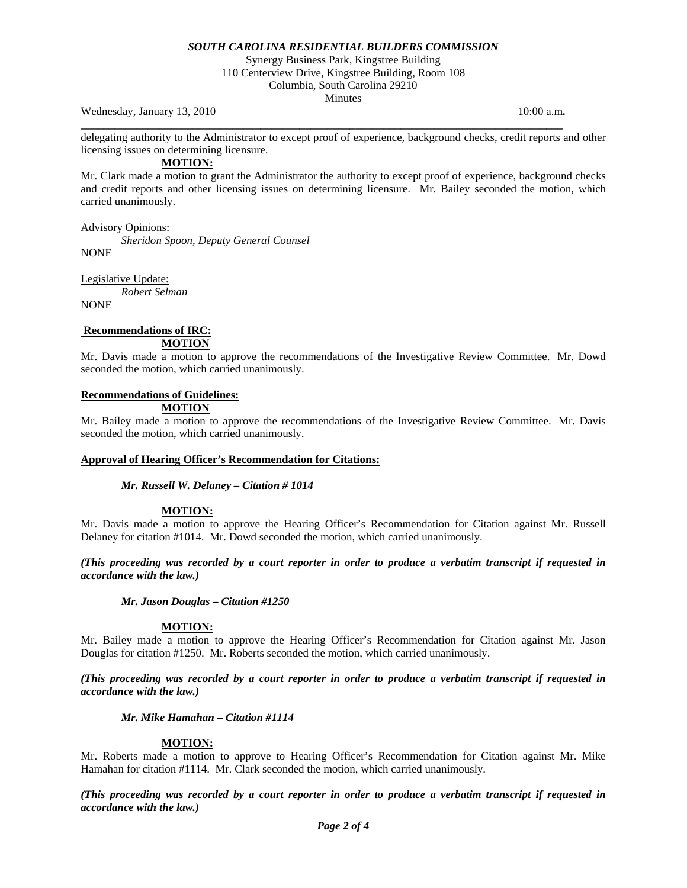delegating authority to the Administrator to except proof of experience, background checks, credit reports and other licensing issues on determining licensure.

**MOTION:**

Mr. Clark made a motion to grant the Administrator the authority to except proof of experience, background checks and credit reports and other licensing issues on determining licensure. Mr. Bailey seconded the motion, which carried unanimously.

Advisory Opinions:

*Sheridon Spoon, Deputy General Counsel*

NONE

Legislative Update:

*Robert Selman*

NONE

**Recommendations of IRC:**

**MOTION**

Mr. Davis made a motion to approve the recommendations of the Investigative Review Committee. Mr. Dowd seconded the motion, which carried unanimously.

**Recommendations of Guidelines:**

**MOTION**

Mr. Bailey made a motion to approve the recommendations of the Investigative Review Committee. Mr. Davis seconded the motion, which carried unanimously.

**Approval of Hearing Officer's Recommendation for Citations:**

***Mr. Russell W. Delaney – Citation # 1014***

**MOTION:**

Mr. Davis made a motion to approve the Hearing Officer's Recommendation for Citation against Mr. Russell Delaney for citation #1014. Mr. Dowd seconded the motion, which carried unanimously.

***(This proceeding was recorded by a court reporter in order to produce a verbatim transcript if requested in accordance with the law.)***

***Mr. Jason Douglas – Citation #1250***

**MOTION:**

Mr. Bailey made a motion to approve the Hearing Officer's Recommendation for Citation against Mr. Jason Douglas for citation #1250. Mr. Roberts seconded the motion, which carried unanimously.

***(This proceeding was recorded by a court reporter in order to produce a verbatim transcript if requested in accordance with the law.)***

***Mr. Mike Hamahan – Citation #1114***

**MOTION:**

Mr. Roberts made a motion to approve to Hearing Officer's Recommendation for Citation against Mr. Mike Hamahan for citation #1114. Mr. Clark seconded the motion, which carried unanimously.

***(This proceeding was recorded by a court reporter in order to produce a verbatim transcript if requested in accordance with the law.)***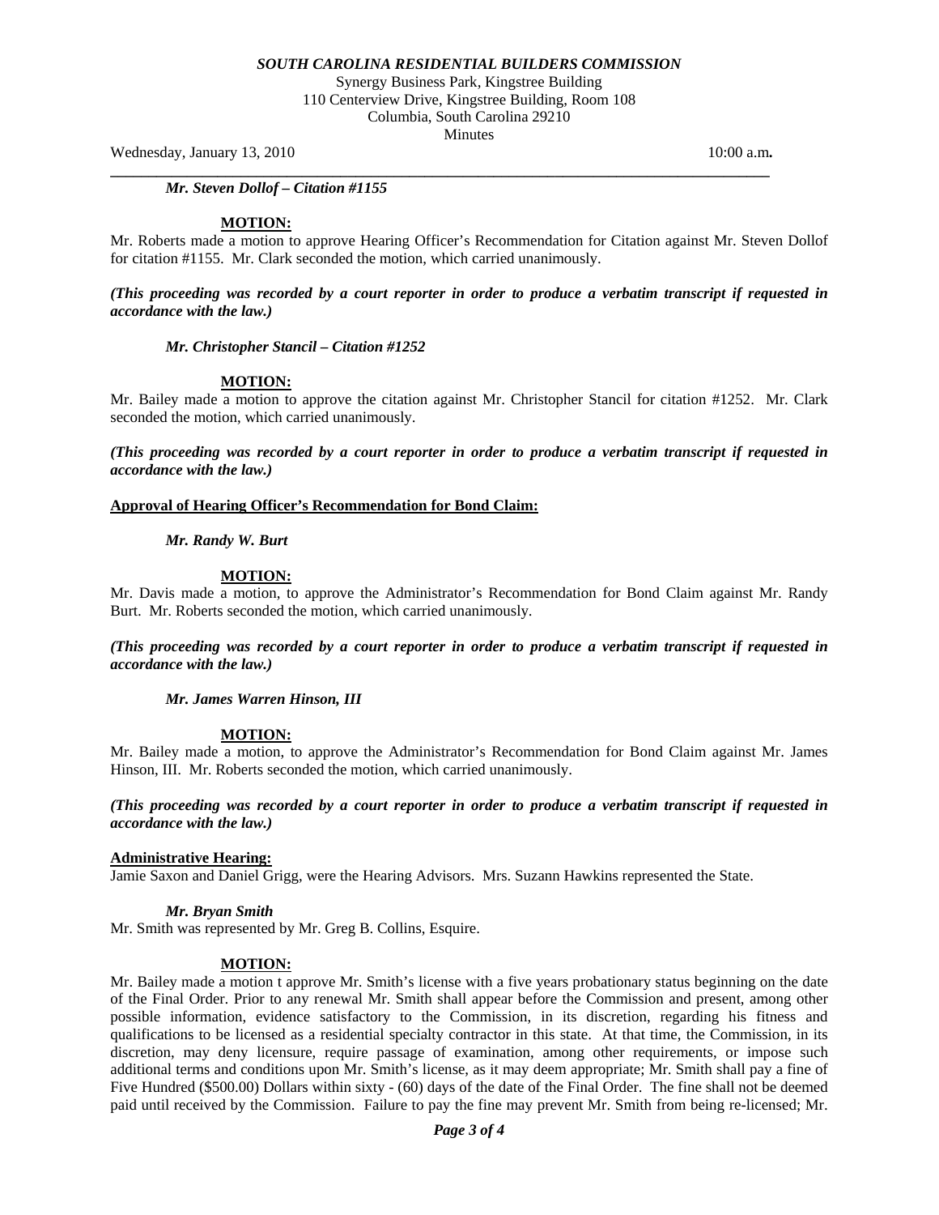*Mr. Steven Dollof – Citation #1155*

**MOTION:**

Mr. Roberts made a motion to approve Hearing Officer's Recommendation for Citation against Mr. Steven Dollof for citation #1155. Mr. Clark seconded the motion, which carried unanimously.

***(This proceeding was recorded by a court reporter in order to produce a verbatim transcript if requested in accordance with the law.)***

*Mr. Christopher Stancil – Citation #1252*

**MOTION:**

Mr. Bailey made a motion to approve the citation against Mr. Christopher Stancil for citation #1252. Mr. Clark seconded the motion, which carried unanimously.

***(This proceeding was recorded by a court reporter in order to produce a verbatim transcript if requested in accordance with the law.)***

**Approval of Hearing Officer's Recommendation for Bond Claim:**

*Mr. Randy W. Burt*

**MOTION:**

Mr. Davis made a motion, to approve the Administrator's Recommendation for Bond Claim against Mr. Randy Burt. Mr. Roberts seconded the motion, which carried unanimously.

***(This proceeding was recorded by a court reporter in order to produce a verbatim transcript if requested in accordance with the law.)***

*Mr. James Warren Hinson, III*

**MOTION:**

Mr. Bailey made a motion, to approve the Administrator's Recommendation for Bond Claim against Mr. James Hinson, III. Mr. Roberts seconded the motion, which carried unanimously.

***(This proceeding was recorded by a court reporter in order to produce a verbatim transcript if requested in accordance with the law.)***

**Administrative Hearing:**

Jamie Saxon and Daniel Grigg, were the Hearing Advisors. Mrs. Suzann Hawkins represented the State.

*Mr. Bryan Smith*

Mr. Smith was represented by Mr. Greg B. Collins, Esquire.

**MOTION:**

Mr. Bailey made a motion t approve Mr. Smith's license with a five years probationary status beginning on the date of the Final Order. Prior to any renewal Mr. Smith shall appear before the Commission and present, among other possible information, evidence satisfactory to the Commission, in its discretion, regarding his fitness and qualifications to be licensed as a residential specialty contractor in this state. At that time, the Commission, in its discretion, may deny licensure, require passage of examination, among other requirements, or impose such additional terms and conditions upon Mr. Smith's license, as it may deem appropriate; Mr. Smith shall pay a fine of Five Hundred ($500.00) Dollars within sixty - (60) days of the date of the Final Order. The fine shall not be deemed paid until received by the Commission. Failure to pay the fine may prevent Mr. Smith from being re-licensed; Mr.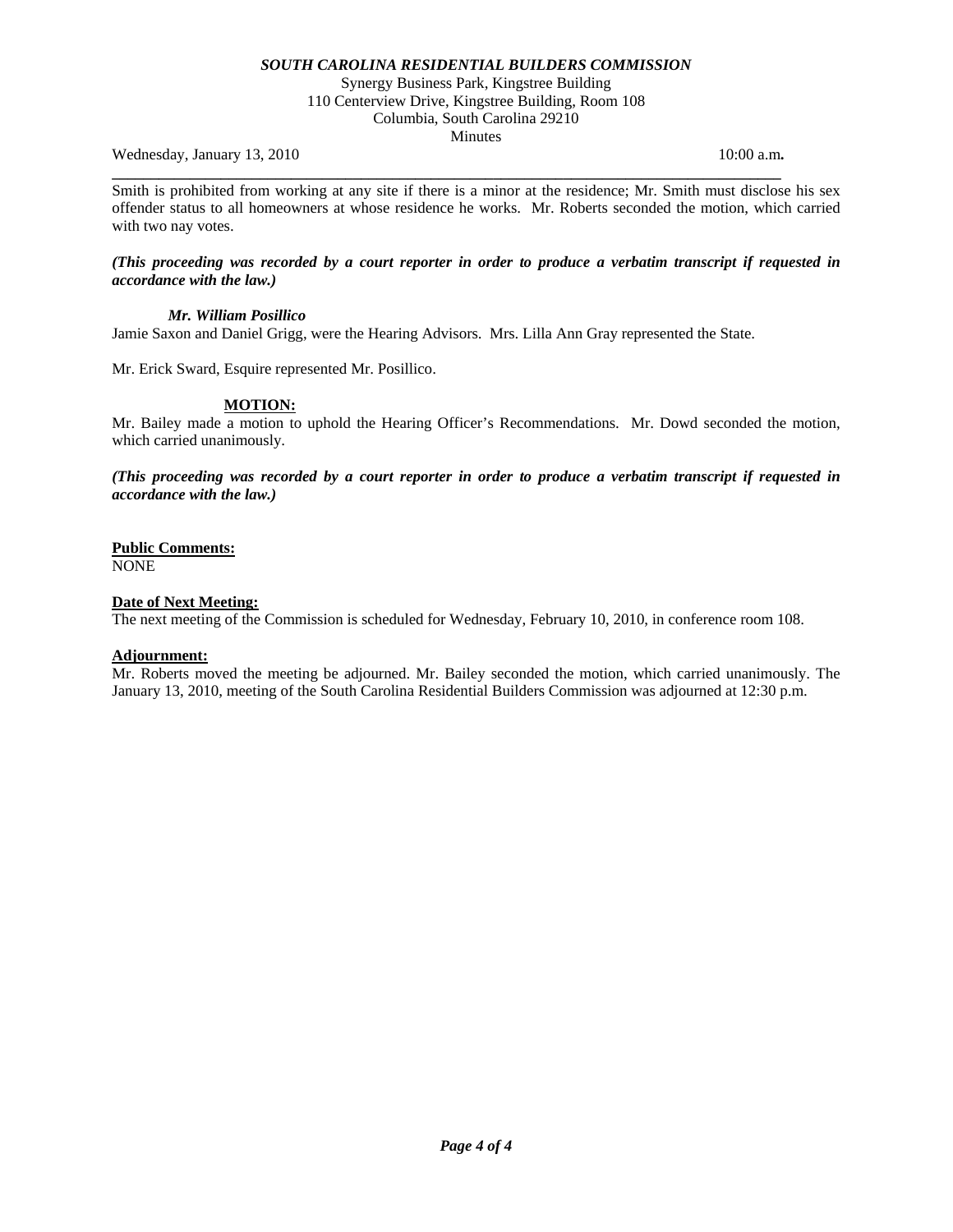Smith is prohibited from working at any site if there is a minor at the residence; Mr. Smith must disclose his sex offender status to all homeowners at whose residence he works. Mr. Roberts seconded the motion, which carried with two nay votes.

***(This proceeding was recorded by a court reporter in order to produce a verbatim transcript if requested in accordance with the law.)***

***Mr. William Posillico***

Jamie Saxon and Daniel Grigg, were the Hearing Advisors. Mrs. Lilla Ann Gray represented the State.

Mr. Erick Sward, Esquire represented Mr. Posillico.

**MOTION:**

Mr. Bailey made a motion to uphold the Hearing Officer's Recommendations. Mr. Dowd seconded the motion, which carried unanimously.

***(This proceeding was recorded by a court reporter in order to produce a verbatim transcript if requested in accordance with the law.)***

**Public Comments:**

NONE

**Date of Next Meeting:**

The next meeting of the Commission is scheduled for Wednesday, February 10, 2010, in conference room 108.

**Adjournment:**

Mr. Roberts moved the meeting be adjourned. Mr. Bailey seconded the motion, which carried unanimously. The January 13, 2010, meeting of the South Carolina Residential Builders Commission was adjourned at 12:30 p.m.